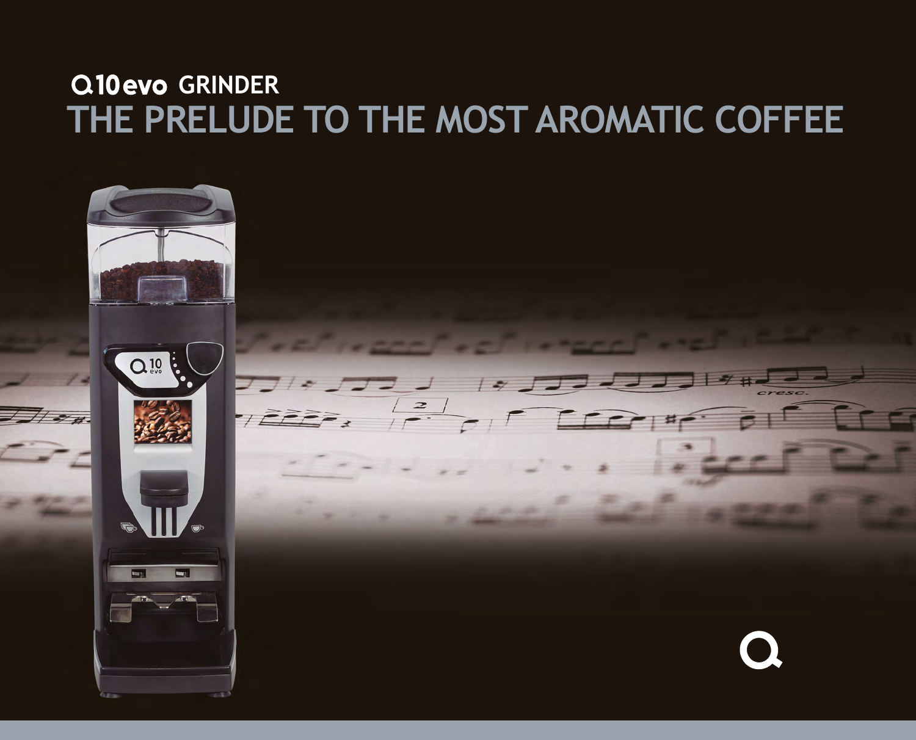# Q10evo GRINDER

## THE PRELUDE TO THE MOST AROMATIC COFFEE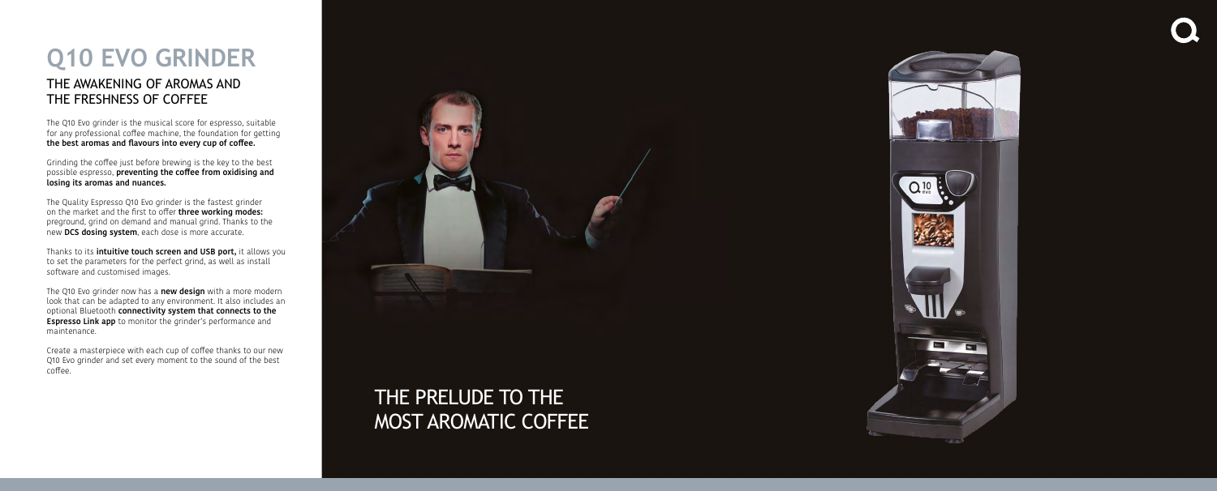# Q10 EVO GRINDER

## THE AWAKENING OF AROMAS AND THE FRESHNESS OF COFFEE

The Q10 Evo grinder is the musical score for espresso, suitable for any professional coffee machine, the foundation for getting **the best aromas and flavours into every cup of coffee.**

Grinding the coffee just before brewing is the key to the best possible espresso, **preventing the coffee from oxidising and losing its aromas and nuances.**

The Quality Espresso Q10 Evo grinder is the fastest grinder on the market and the first to offer **three working modes:** preground, grind on demand and manual grind. Thanks to the new **DCS dosing system**, each dose is more accurate.

Thanks to its **intuitive touch screen and USB port,** it allows you to set the parameters for the perfect grind, as well as install software and customised images.

The Q10 Evo grinder now has a **new design** with a more modern look that can be adapted to any environment. It also includes an optional Bluetooth **connectivity system that connects to the Espresso Link app** to monitor the grinder's performance and maintenance.

Create a masterpiece with each cup of coffee thanks to our new Q10 Evo grinder and set every moment to the sound of the best coffee.

## THE PRELUDE TO THE MOST AROMATIC COFFEE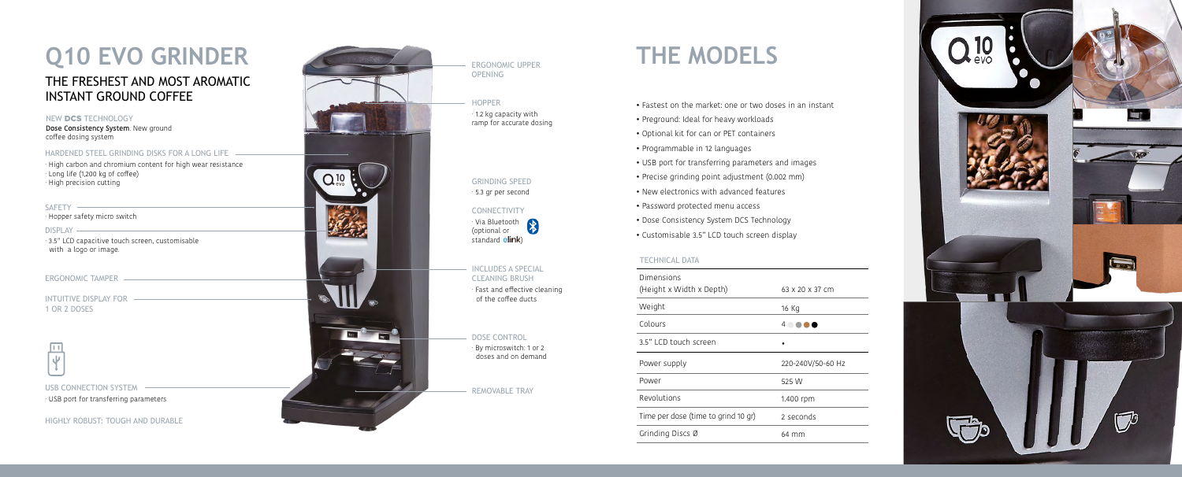# Q10 EVO GRINDER

## THE FRESHEST AND MOST AROMATIC INSTANT GROUND COFFEE

NEW **DCS** TECHNOLOGY
Dose Consistency System. New ground coffee dosing system

HARDENED STEEL GRINDING DISKS FOR A LONG LIFE
· High carbon and chromium content for high wear resistance
· Long life (1,200 kg of coffee)
· High precision cutting

SAFETY
· Hopper safety micro switch

DISPLAY
· 3.5" LCD capacitive touch screen, customisable with a logo or image.

ERGONOMIC TAMPER

INTUITIVE DISPLAY FOR 1 OR 2 DOSES

USB CONNECTION SYSTEM
· USB port for transferring parameters

HIGHLY ROBUST: TOUGH AND DURABLE

ERGONOMIC UPPER OPENING

HOPPER
· 1.2 kg capacity with ramp for accurate dosing

GRINDING SPEED
· 5.3 gr per second

CONNECTIVITY
· Via Bluetooth (optional or standard elink)

INCLUDES A SPECIAL CLEANING BRUSH
· Fast and effective cleaning of the coffee ducts

DOSE CONTROL
· By microswitch: 1 or 2 doses and on demand

REMOVABLE TRAY

# THE MODELS

- Fastest on the market: one or two doses in an instant
- Preground: Ideal for heavy workloads
- Optional kit for can or PET containers
- Programmable in 12 languages
- USB port for transferring parameters and images
- Precise grinding point adjustment (0.002 mm)
- New electronics with advanced features
- Password protected menu access
- Dose Consistency System DCS Technology
- Customisable 3.5" LCD touch screen display

### TECHNICAL DATA

| | |
|---|---|
| Dimensions (Height x Width x Depth) | 63 x 20 x 37 cm |
| Weight | 16 Kg |
| Colours | 4 |
| 3.5" LCD touch screen | • |
| Power supply | 220-240V/50-60 Hz |
| Power | 525 W |
| Revolutions | 1,400 rpm |
| Time per dose (time to grind 10 gr) | 2 seconds |
| Grinding Discs Ø | 64 mm |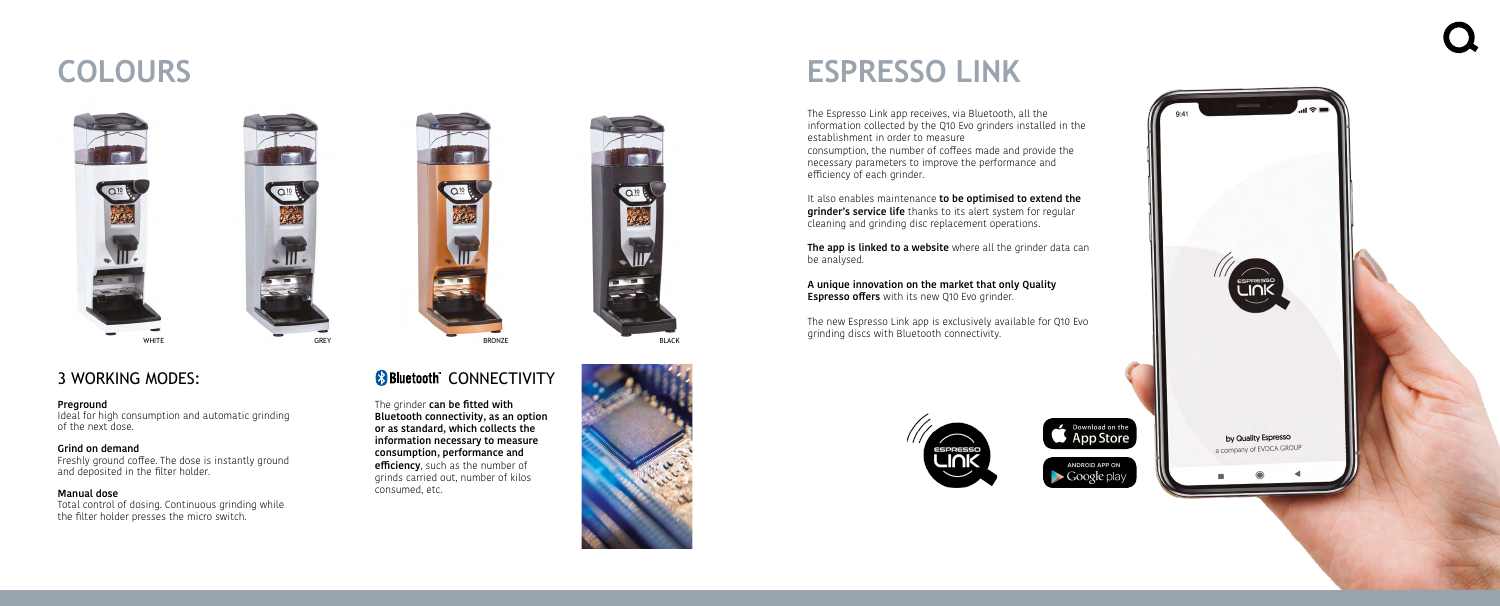# COLOURS

WHITE GREY BRONZE BLACK

## 3 WORKING MODES:

**Preground**
Ideal for high consumption and automatic grinding of the next dose.

**Grind on demand**
Freshly ground coffee. The dose is instantly ground and deposited in the filter holder.

**Manual dose**
Total control of dosing. Continuous grinding while the filter holder presses the micro switch.

## Bluetooth® CONNECTIVITY

The grinder **can be fitted with Bluetooth connectivity, as an option or as standard, which collects the information necessary to measure consumption, performance and efficiency**, such as the number of grinds carried out, number of kilos consumed, etc.

# ESPRESSO LINK

The Espresso Link app receives, via Bluetooth, all the information collected by the Q10 Evo grinders installed in the establishment in order to measure consumption, the number of coffees made and provide the necessary parameters to improve the performance and efficiency of each grinder.

It also enables maintenance **to be optimised to extend the grinder's service life** thanks to its alert system for regular cleaning and grinding disc replacement operations.

**The app is linked to a website** where all the grinder data can be analysed.

**A unique innovation on the market that only Quality Espresso offers** with its new Q10 Evo grinder.

The new Espresso Link app is exclusively available for Q10 Evo grinding discs with Bluetooth connectivity.

Download on the App Store

ANDROID APP ON Google play

by Quality Espresso
a company of EVOCA GROUP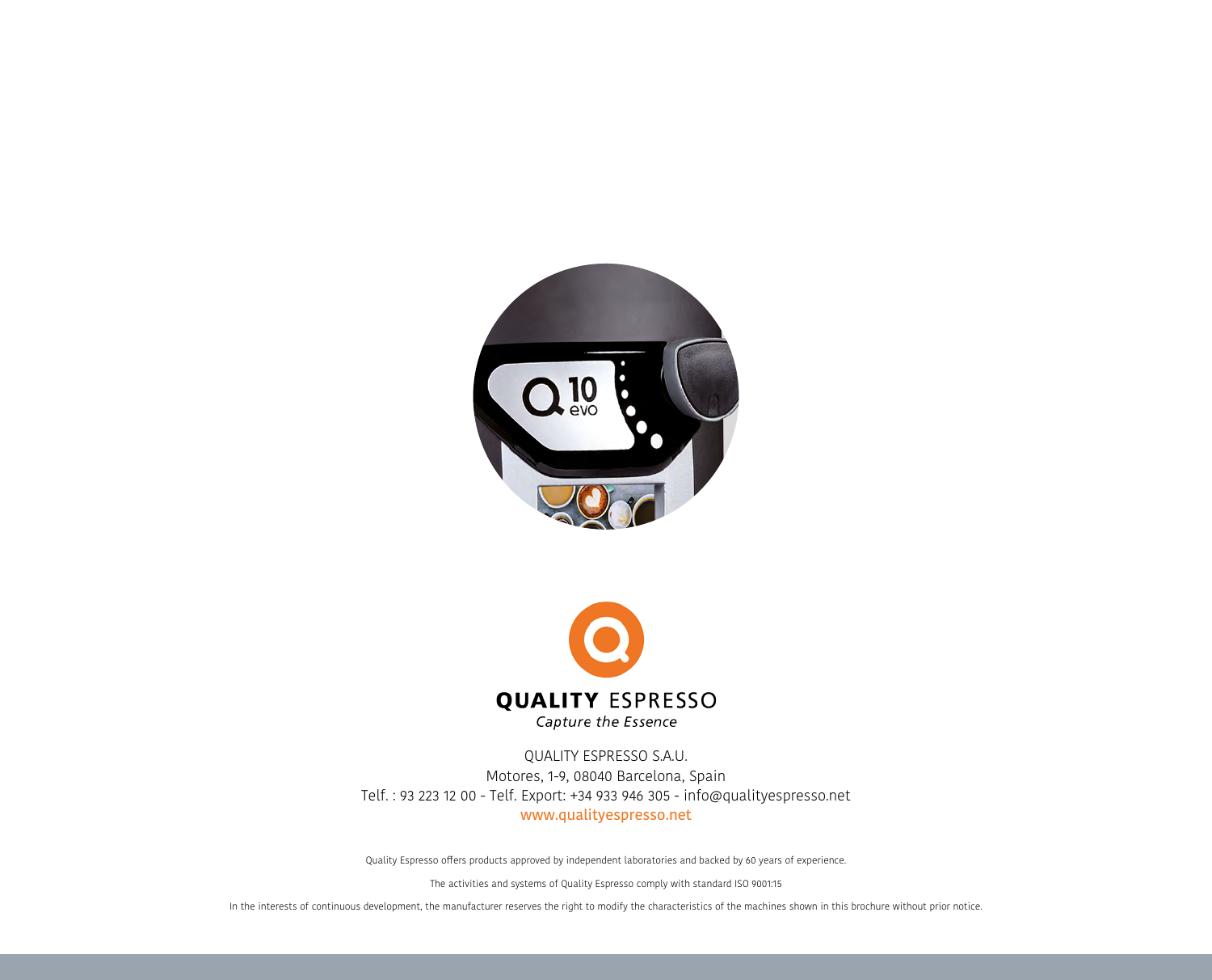**QUALITY** ESPRESSO

*Capture the Essence*

QUALITY ESPRESSO S.A.U.
Motores, 1-9, 08040 Barcelona, Spain
Telf. : 93 223 12 00 - Telf. Export: +34 933 946 305 - info@qualityespresso.net
www.qualityespresso.net

Quality Espresso offers products approved by independent laboratories and backed by 60 years of experience.

The activities and systems of Quality Espresso comply with standard ISO 9001:15

In the interests of continuous development, the manufacturer reserves the right to modify the characteristics of the machines shown in this brochure without prior notice.